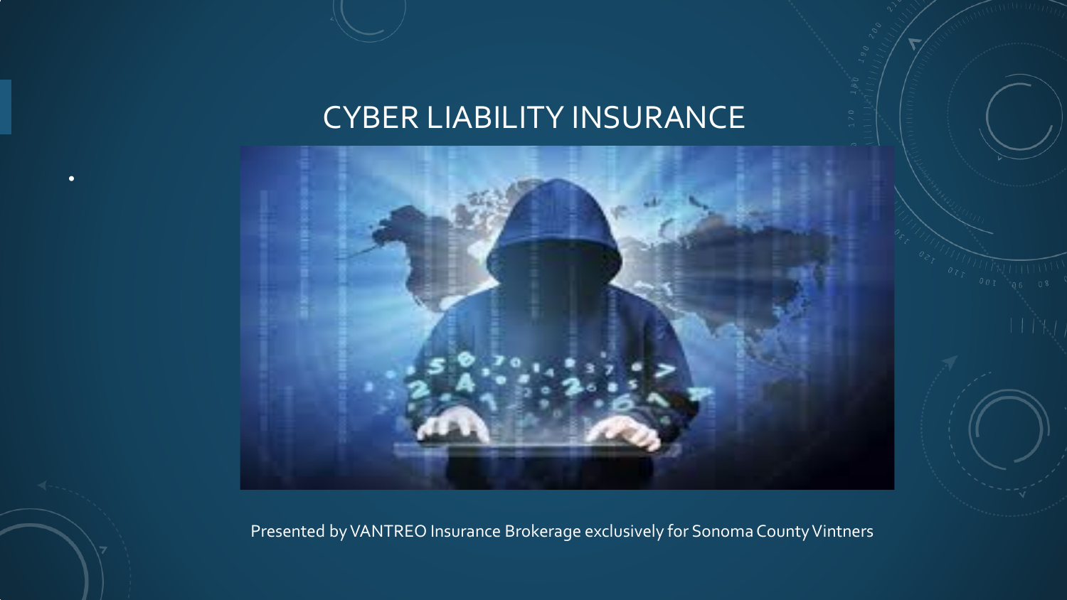# CYBER LIABILITY INSURANCE

Presented by VANTREO Insurance Brokerage exclusively for Sonoma County Vintners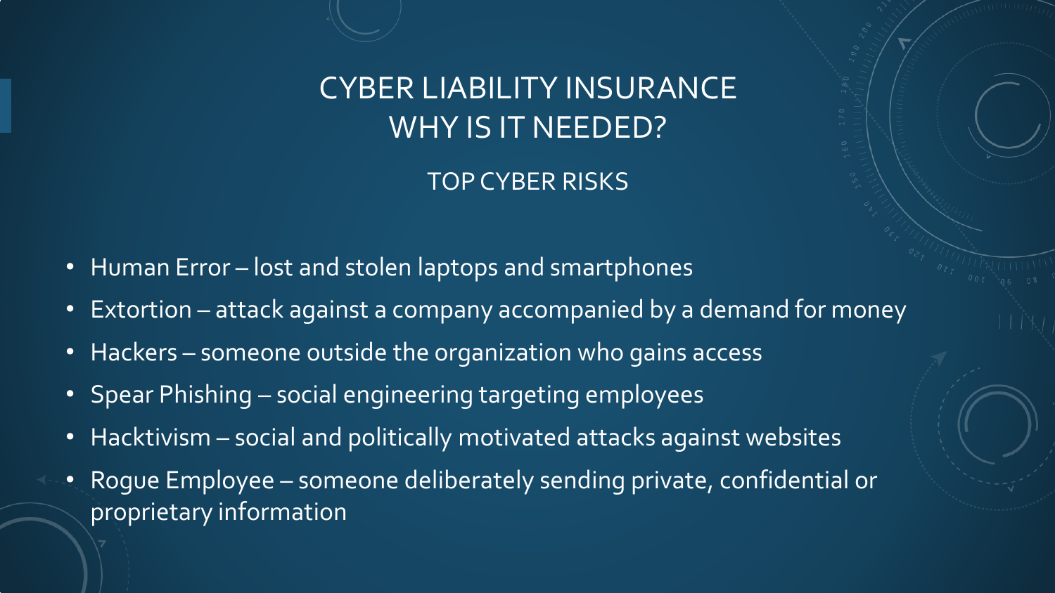# CYBER LIABILITY INSURANCE WHY IS IT NEEDED?

## TOP CYBER RISKS

- Human Error – lost and stolen laptops and smartphones
- Extortion – attack against a company accompanied by a demand for money
- Hackers – someone outside the organization who gains access
- Spear Phishing – social engineering targeting employees
- Hacktivism – social and politically motivated attacks against websites
- Rogue Employee – someone deliberately sending private, confidential or proprietary information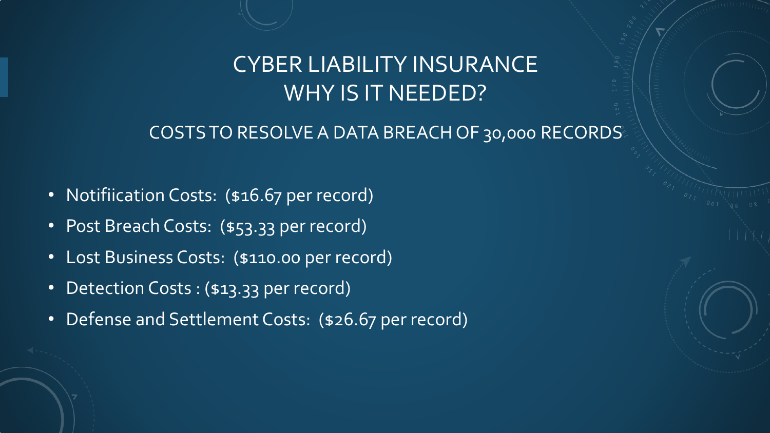# CYBER LIABILITY INSURANCE
# WHY IS IT NEEDED?

## COSTS TO RESOLVE A DATA BREACH OF 30,000 RECORDS

- Notifiication Costs: ($16.67 per record)
- Post Breach Costs: ($53.33 per record)
- Lost Business Costs: ($110.00 per record)
- Detection Costs : ($13.33 per record)
- Defense and Settlement Costs: ($26.67 per record)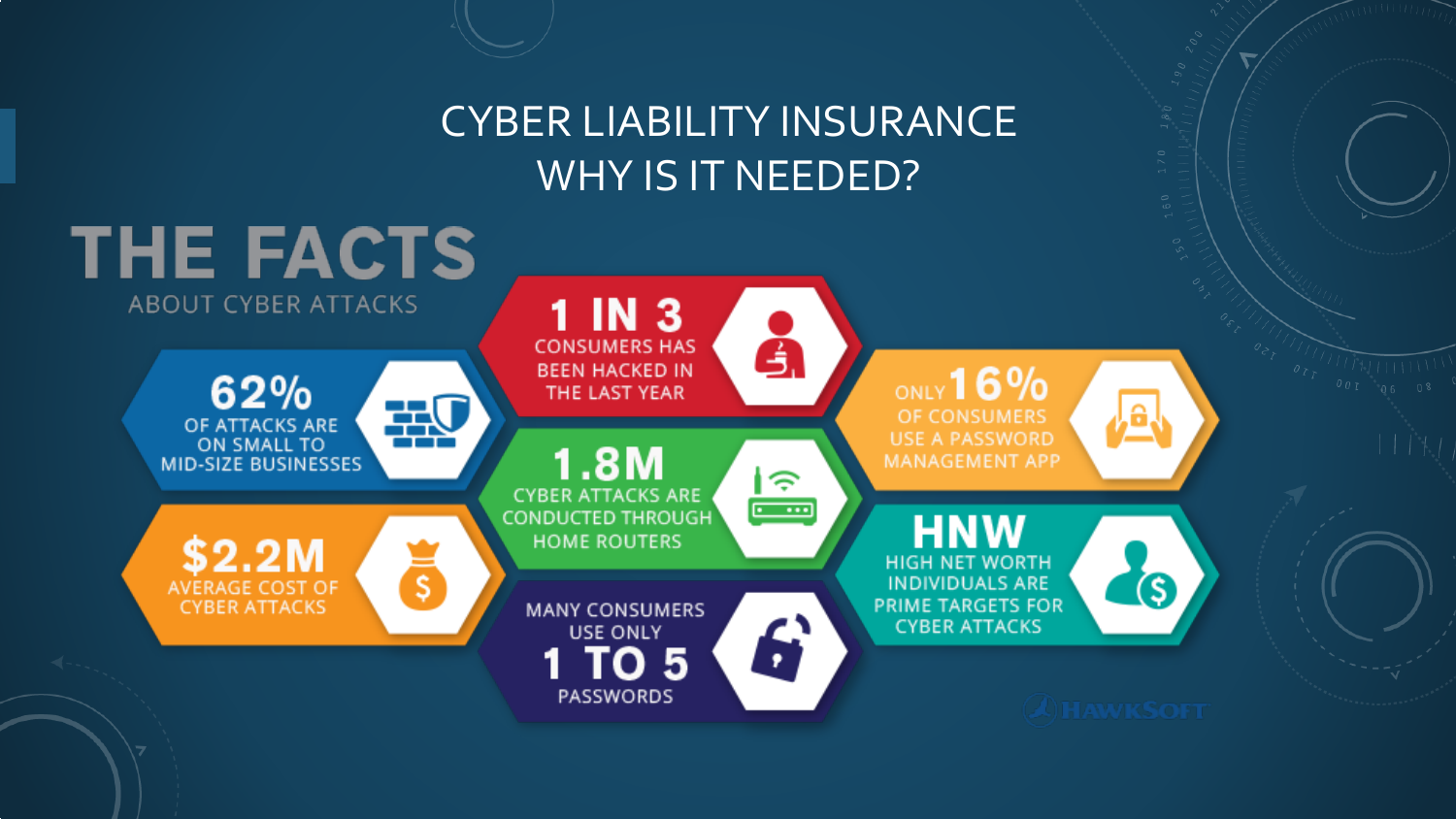# CYBER LIABILITY INSURANCE WHY IS IT NEEDED?

## THE FACTS

ABOUT CYBER ATTACKS

**62%**
OF ATTACKS ARE ON SMALL TO MID-SIZE BUSINESSES

**1 IN 3**
CONSUMERS HAS BEEN HACKED IN THE LAST YEAR

ONLY **16%**
OF CONSUMERS USE A PASSWORD MANAGEMENT APP

**$2.2M**
AVERAGE COST OF CYBER ATTACKS

**1.8M**
CYBER ATTACKS ARE CONDUCTED THROUGH HOME ROUTERS

**HNW**
HIGH NET WORTH INDIVIDUALS ARE PRIME TARGETS FOR CYBER ATTACKS

MANY CONSUMERS USE ONLY
**1 TO 5**
PASSWORDS

HAWKSOFT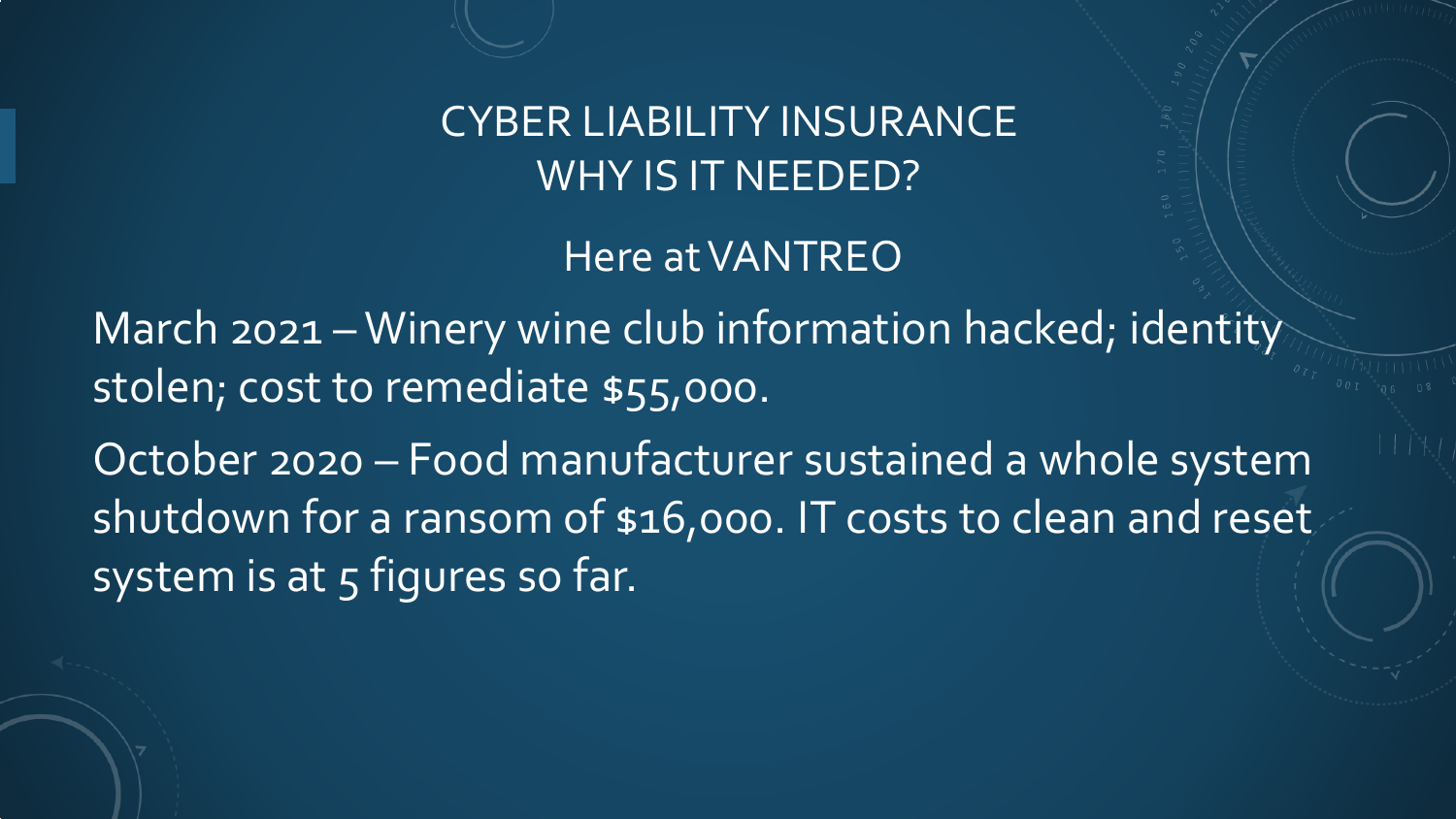# CYBER LIABILITY INSURANCE
# WHY IS IT NEEDED?

## Here at VANTREO

March 2021 – Winery wine club information hacked; identity stolen; cost to remediate $55,000.

October 2020 – Food manufacturer sustained a whole system shutdown for a ransom of $16,000. IT costs to clean and reset system is at 5 figures so far.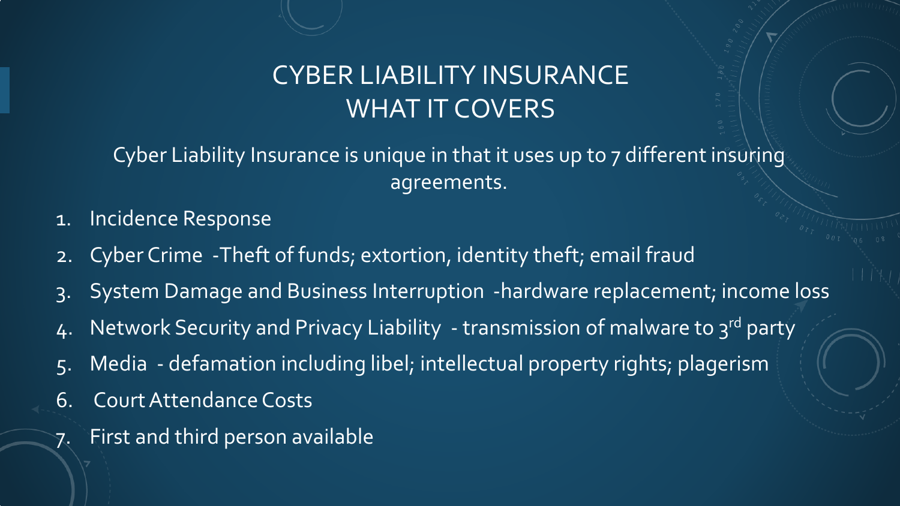# CYBER LIABILITY INSURANCE
# WHAT IT COVERS

Cyber Liability Insurance is unique in that it uses up to 7 different insuring agreements.

1. Incidence Response
2. Cyber Crime -Theft of funds; extortion, identity theft; email fraud
3. System Damage and Business Interruption -hardware replacement; income loss
4. Network Security and Privacy Liability - transmission of malware to 3rd party
5. Media - defamation including libel; intellectual property rights; plagerism
6. Court Attendance Costs
7. First and third person available